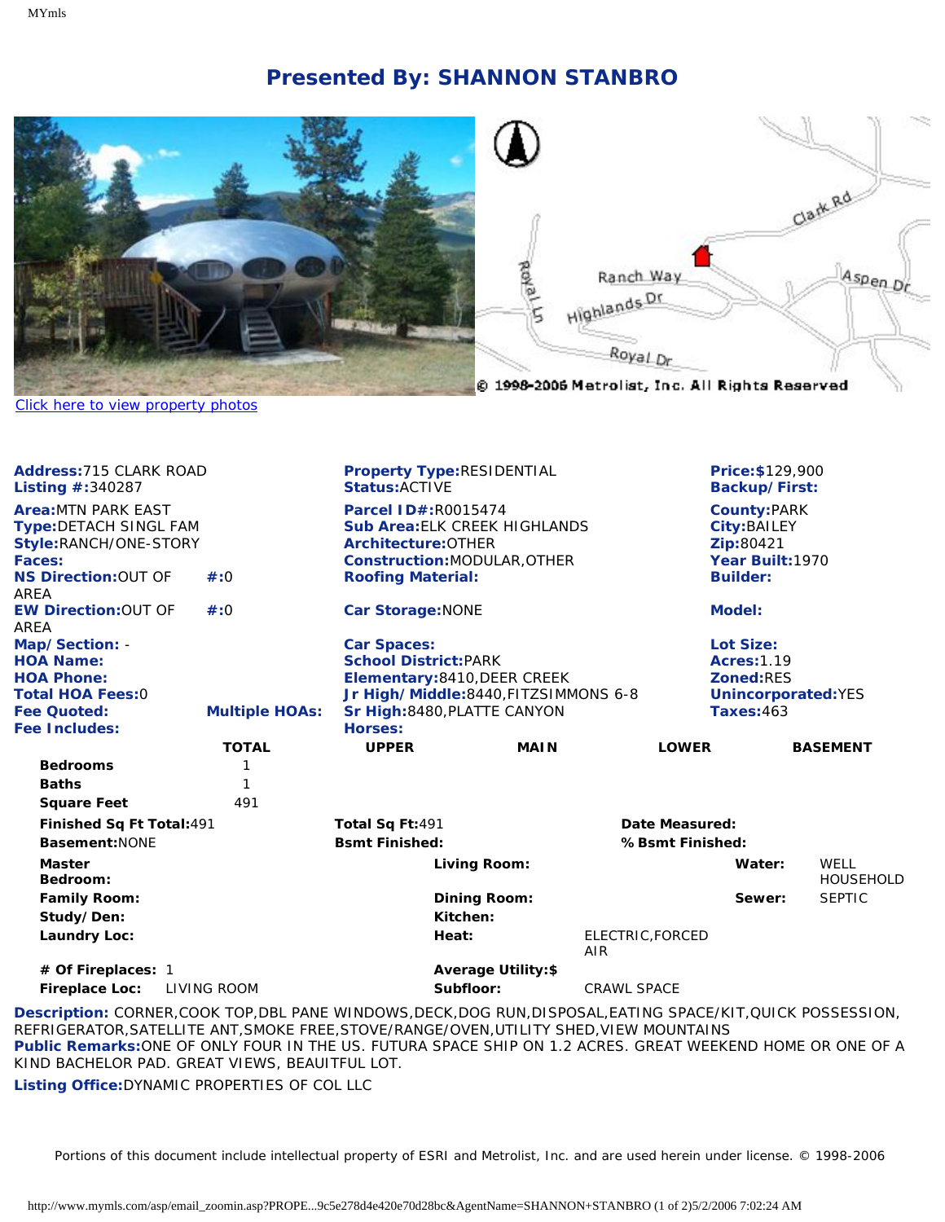# Presented By: SHANNON STANBRO

Click here to view property photos

© 1998-2006 Metrolist, Inc. All Rights Reserved

**Address:** 715 CLARK ROAD
**Listing #:** 340287

**Property Type:** RESIDENTIAL
**Status:** ACTIVE

**Price:** $129,900
**Backup/First:**

**Area:** MTN PARK EAST
**Type:** DETACH SINGL FAM
**Style:** RANCH/ONE-STORY
**Faces:**
**NS Direction:** OUT OF AREA **#:** 0
**EW Direction:** OUT OF AREA **#:** 0
**Map/Section:** -
**HOA Name:**
**HOA Phone:**
**Total HOA Fees:** 0
**Fee Quoted:** **Multiple HOAs:**
**Fee Includes:**

**Parcel ID#:** R0015474
**Sub Area:** ELK CREEK HIGHLANDS
**Architecture:** OTHER
**Construction:** MODULAR,OTHER
**Roofing Material:**
**Car Storage:** NONE
**Car Spaces:**
**School District:** PARK
**Elementary:** 8410,DEER CREEK
**Jr High/Middle:** 8440,FITZSIMMONS 6-8
**Sr High:** 8480,PLATTE CANYON
**Horses:**

**County:** PARK
**City:** BAILEY
**Zip:** 80421
**Year Built:** 1970
**Builder:**
**Model:**
**Lot Size:**
**Acres:** 1.19
**Zoned:** RES
**Unincorporated:** YES
**Taxes:** 463

| | TOTAL | UPPER | MAIN | LOWER | BASEMENT |
|---|---|---|---|---|---|
| Bedrooms | 1 | | | | |
| Baths | 1 | | | | |
| Square Feet | 491 | | | | |

**Finished Sq Ft Total:** 491
**Total Sq Ft:** 491
**Date Measured:**
**Basement:** NONE
**Bsmt Finished:**
**% Bsmt Finished:**

**Master Bedroom:**
**Living Room:**
**Water:** WELL HOUSEHOLD
**Family Room:**
**Dining Room:**
**Sewer:** SEPTIC
**Study/Den:**
**Kitchen:**
**Laundry Loc:**
**Heat:** ELECTRIC,FORCED AIR
**# Of Fireplaces:** 1
**Average Utility:** $
**Fireplace Loc:** LIVING ROOM
**Subfloor:** CRAWL SPACE

**Description:** CORNER,COOK TOP,DBL PANE WINDOWS,DECK,DOG RUN,DISPOSAL,EATING SPACE/KIT,QUICK POSSESSION, REFRIGERATOR,SATELLITE ANT,SMOKE FREE,STOVE/RANGE/OVEN,UTILITY SHED,VIEW MOUNTAINS
**Public Remarks:** ONE OF ONLY FOUR IN THE US. FUTURA SPACE SHIP ON 1.2 ACRES. GREAT WEEKEND HOME OR ONE OF A KIND BACHELOR PAD. GREAT VIEWS, BEAUITFUL LOT.
**Listing Office:** DYNAMIC PROPERTIES OF COL LLC

Portions of this document include intellectual property of ESRI and Metrolist, Inc. and are used herein under license. © 1998-2006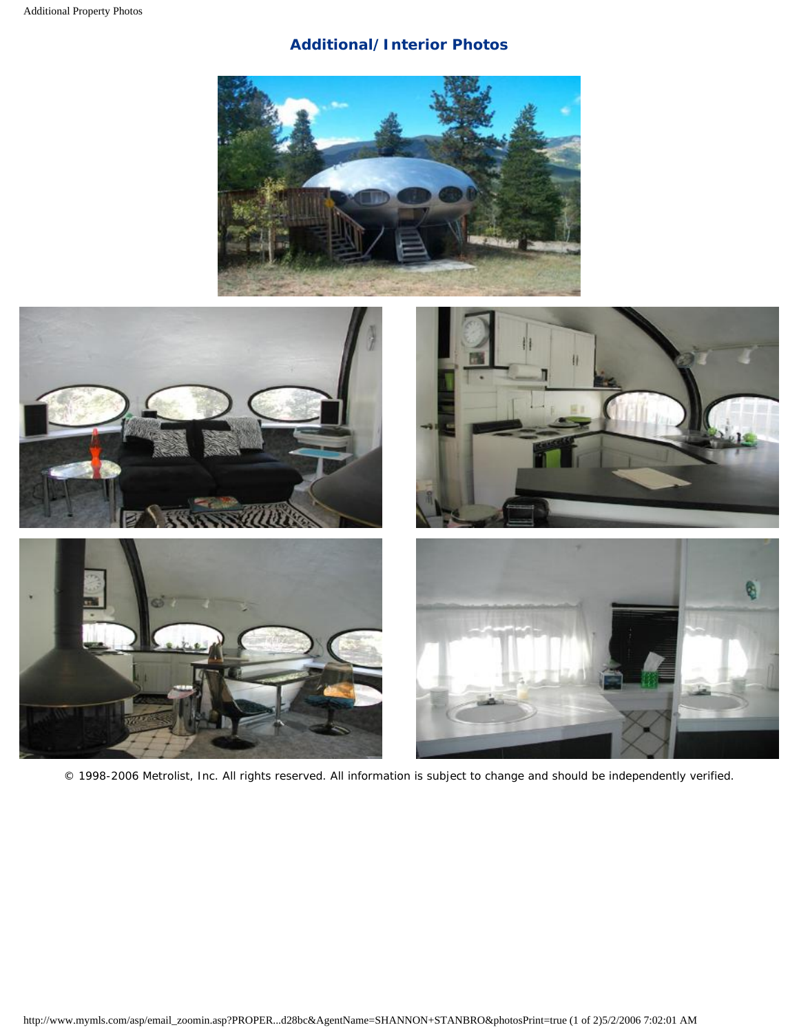## Additional/Interior Photos

© 1998-2006 Metrolist, Inc. All rights reserved. All information is subject to change and should be independently verified.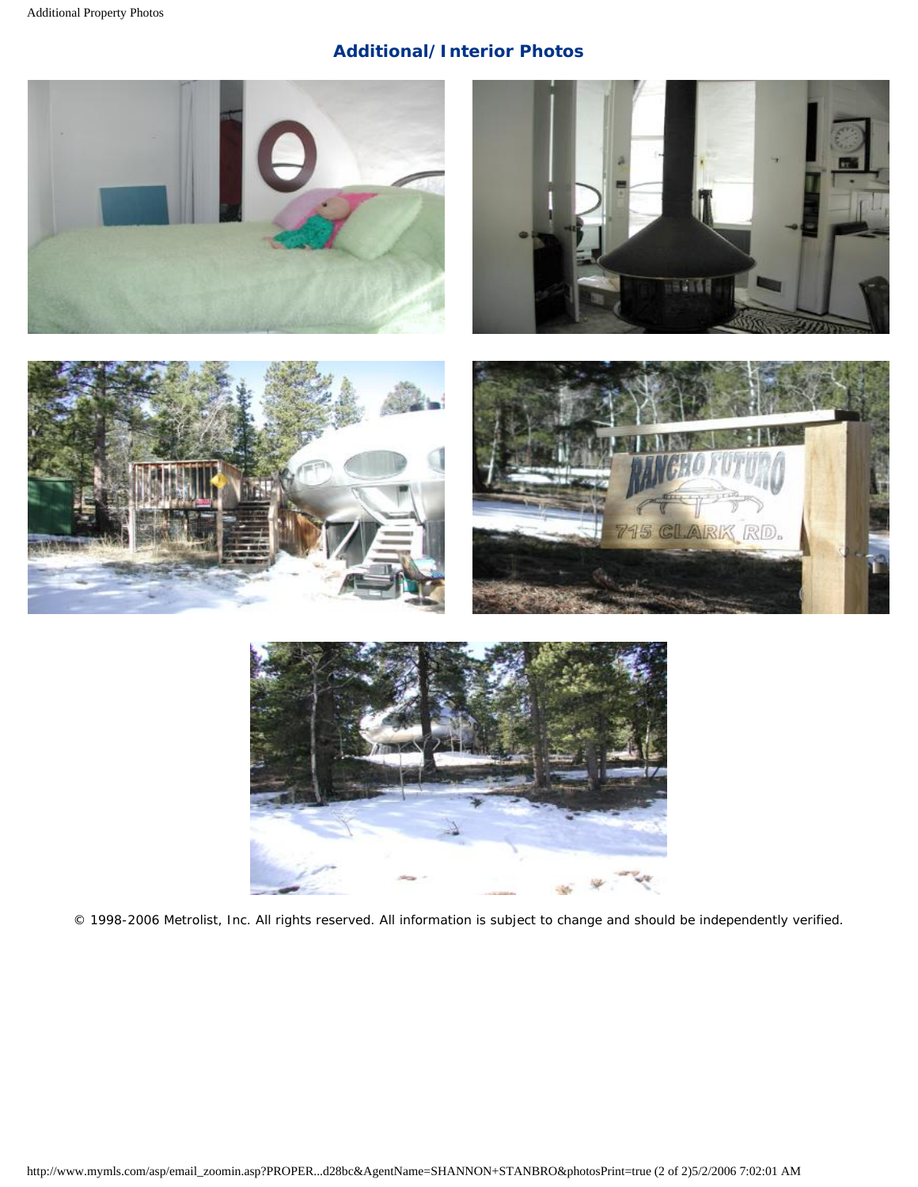## Additional/Interior Photos

© 1998-2006 Metrolist, Inc. All rights reserved. All information is subject to change and should be independently verified.